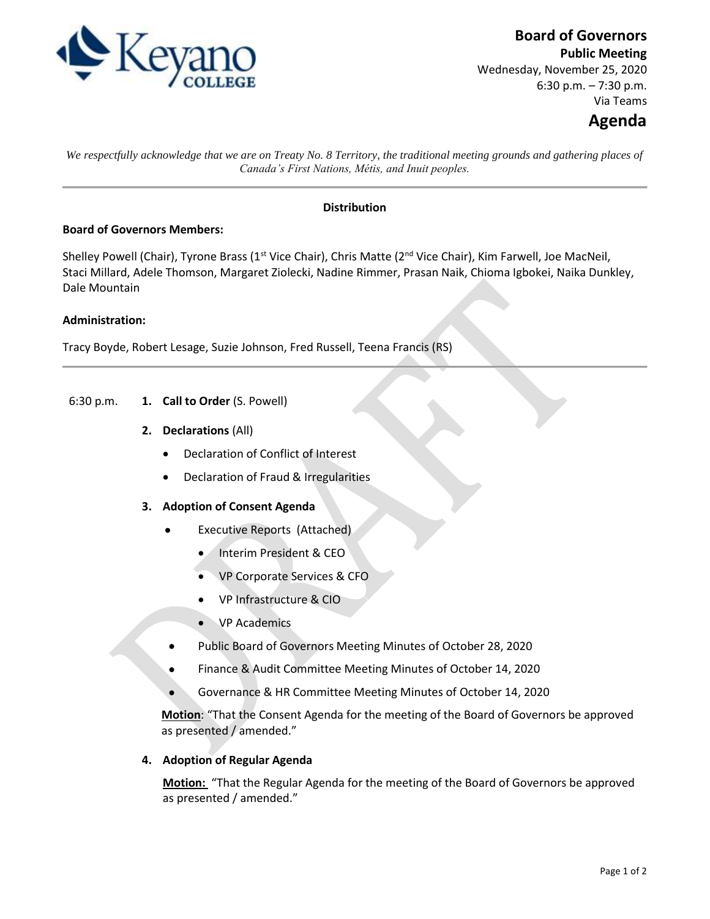# Board of Governors

**Public Meeting**

Wednesday, November 25, 2020

6:30 p.m. – 7:30 p.m.

Via Teams

## Agenda

*We respectfully acknowledge that we are on Treaty No. 8 Territory, the traditional meeting grounds and gathering places of Canada's First Nations, Métis, and Inuit peoples.*

---

**Distribution**

**Board of Governors Members:**

Shelley Powell (Chair), Tyrone Brass (1st Vice Chair), Chris Matte (2nd Vice Chair), Kim Farwell, Joe MacNeil, Staci Millard, Adele Thomson, Margaret Ziolecki, Nadine Rimmer, Prasan Naik, Chioma Igbokei, Naika Dunkley, Dale Mountain

**Administration:**

Tracy Boyde, Robert Lesage, Suzie Johnson, Fred Russell, Teena Francis (RS)

---

6:30 p.m.

1. **Call to Order** (S. Powell)

2. **Declarations** (All)
   - Declaration of Conflict of Interest
   - Declaration of Fraud & Irregularities

3. **Adoption of Consent Agenda**
   - Executive Reports (Attached)
     - Interim President & CEO
     - VP Corporate Services & CFO
     - VP Infrastructure & CIO
     - VP Academics
   - Public Board of Governors Meeting Minutes of October 28, 2020
   - Finance & Audit Committee Meeting Minutes of October 14, 2020
   - Governance & HR Committee Meeting Minutes of October 14, 2020

   **Motion**: "That the Consent Agenda for the meeting of the Board of Governors be approved as presented / amended."

4. **Adoption of Regular Agenda**

   **Motion:** "That the Regular Agenda for the meeting of the Board of Governors be approved as presented / amended."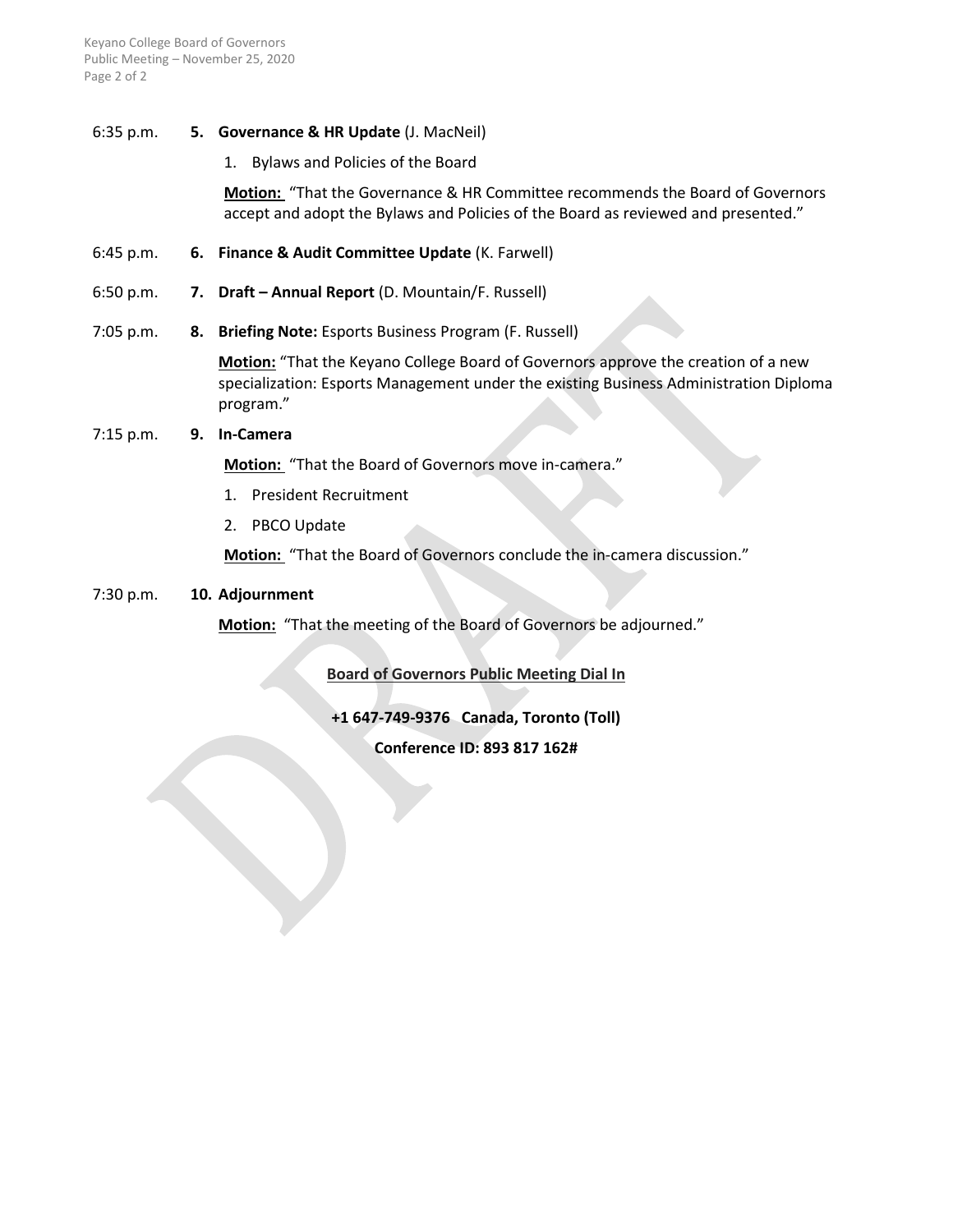6:35 p.m. **5. Governance & HR Update** (J. MacNeil)

1. Bylaws and Policies of the Board

**Motion:** "That the Governance & HR Committee recommends the Board of Governors accept and adopt the Bylaws and Policies of the Board as reviewed and presented."

6:45 p.m. **6. Finance & Audit Committee Update** (K. Farwell)

6:50 p.m. **7. Draft – Annual Report** (D. Mountain/F. Russell)

7:05 p.m. **8. Briefing Note:** Esports Business Program (F. Russell)

**Motion:** "That the Keyano College Board of Governors approve the creation of a new specialization: Esports Management under the existing Business Administration Diploma program."

7:15 p.m. **9. In-Camera**

**Motion:** "That the Board of Governors move in-camera."

1. President Recruitment
2. PBCO Update

**Motion:** "That the Board of Governors conclude the in-camera discussion."

7:30 p.m. **10. Adjournment**

**Motion:** "That the meeting of the Board of Governors be adjourned."

**Board of Governors Public Meeting Dial In**

**+1 647-749-9376 Canada, Toronto (Toll)**

**Conference ID: 893 817 162#**

DRAFT